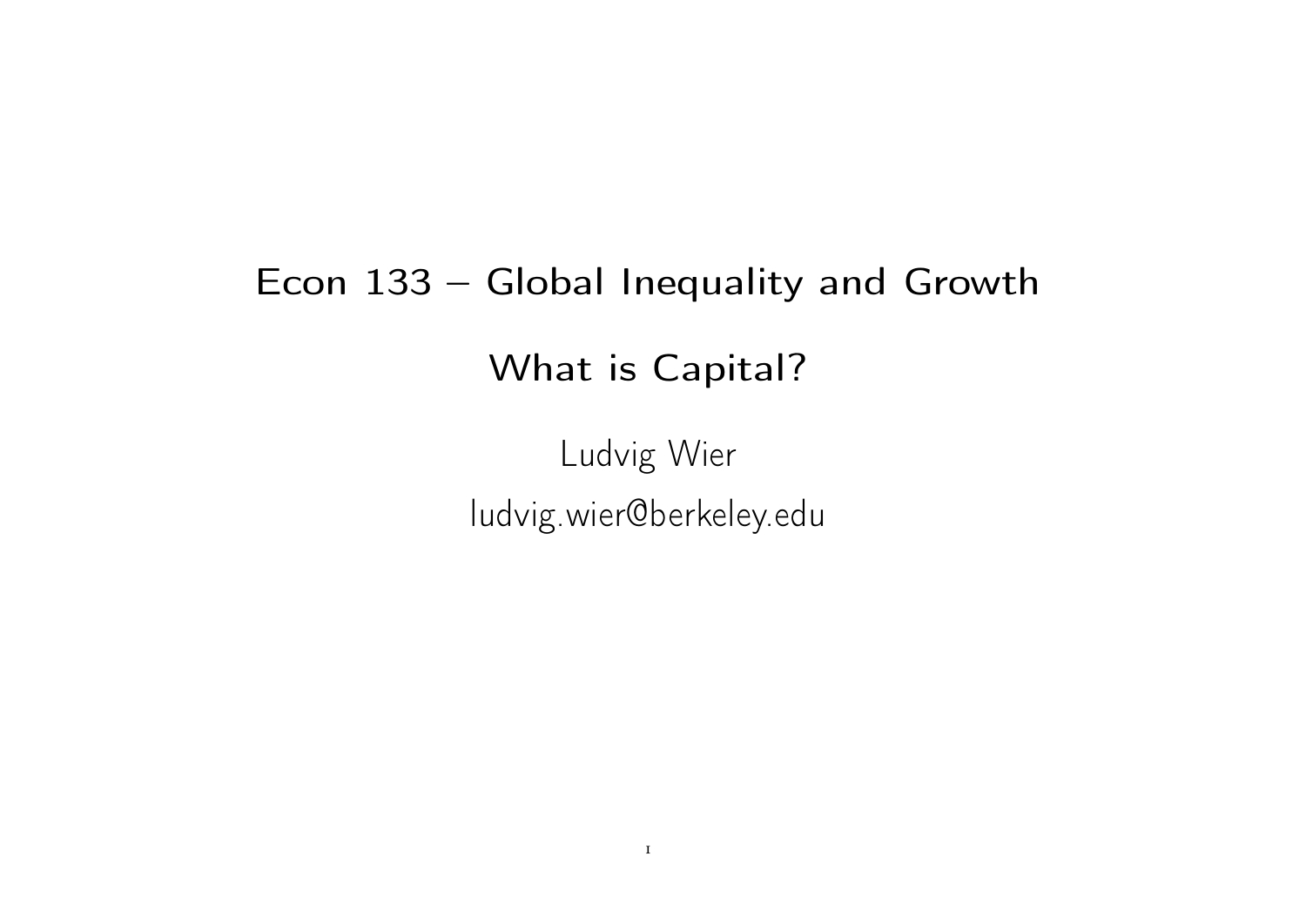# Econ 133 – Global Inequality and Growth

## What is Capital?

Ludvig Wier

ludvig.wier@berkeley.edu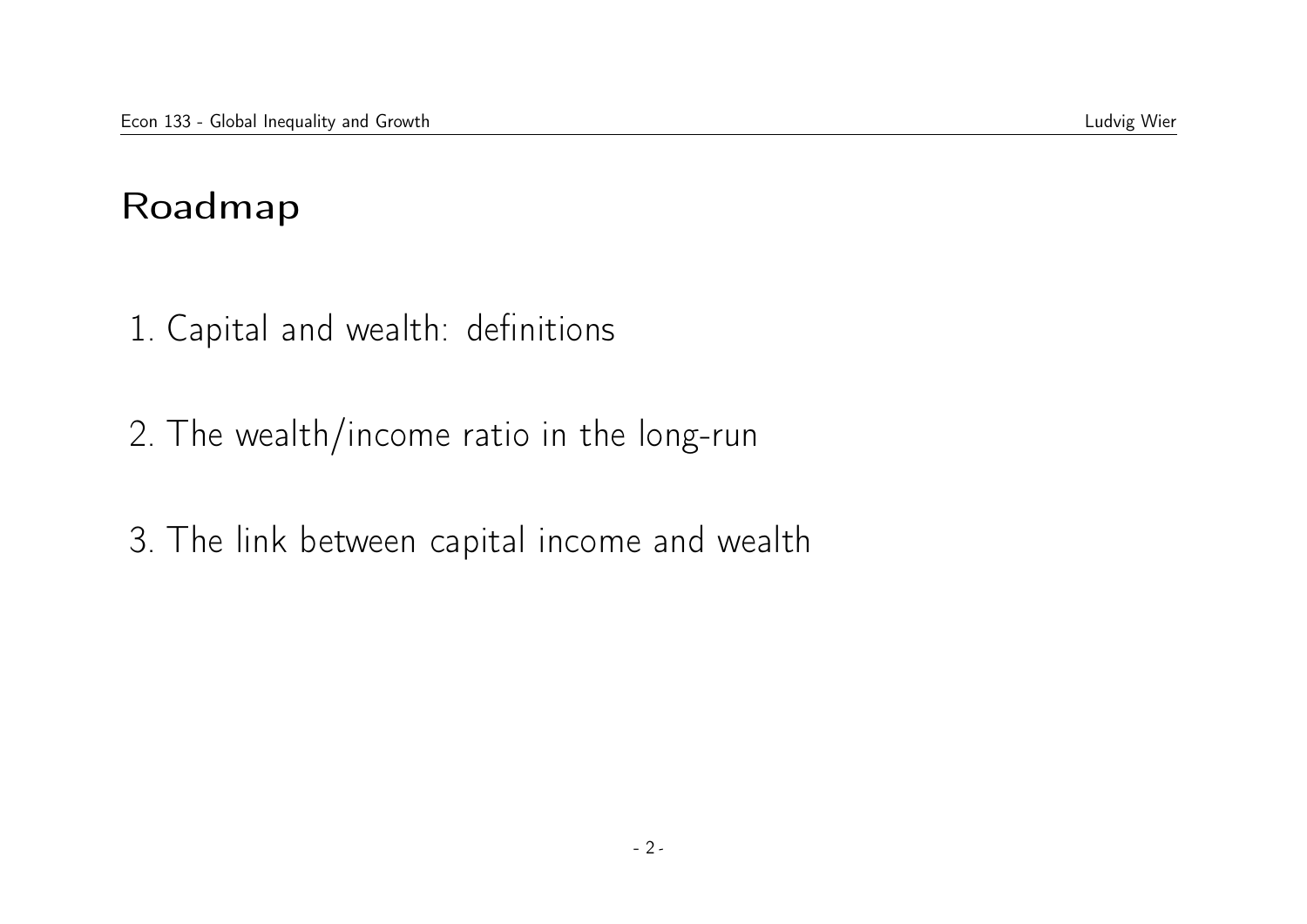# Roadmap

1. Capital and wealth: definitions

2. The wealth/income ratio in the long-run

3. The link between capital income and wealth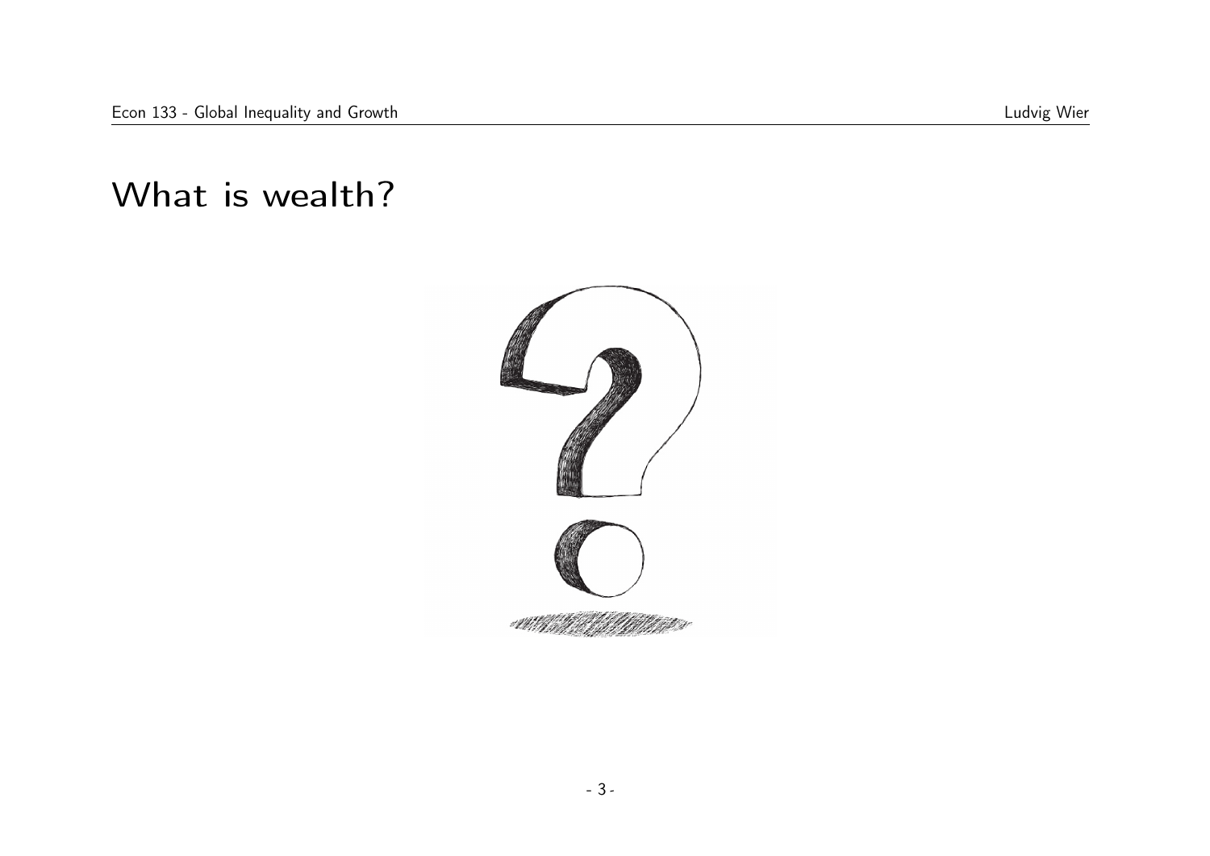# What is wealth?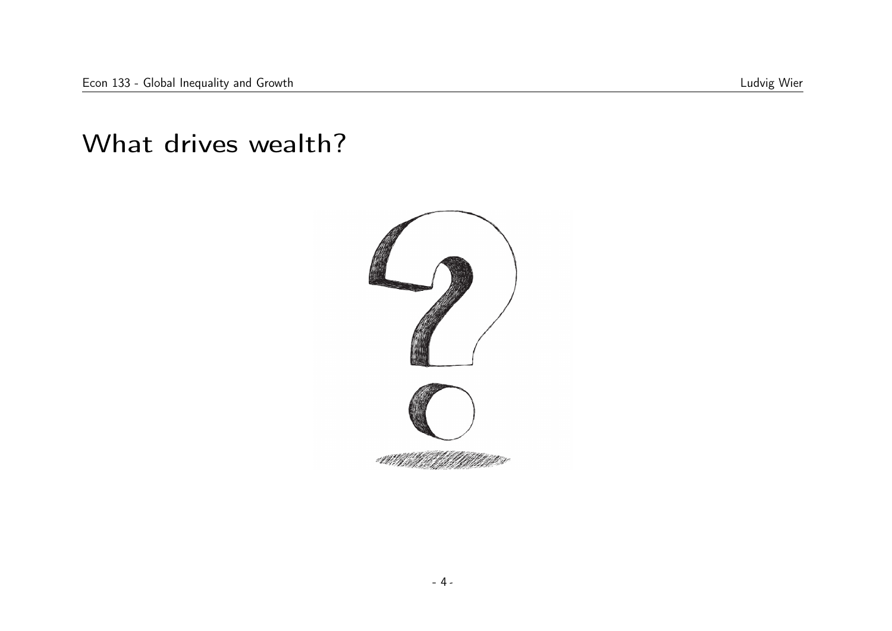# What drives wealth?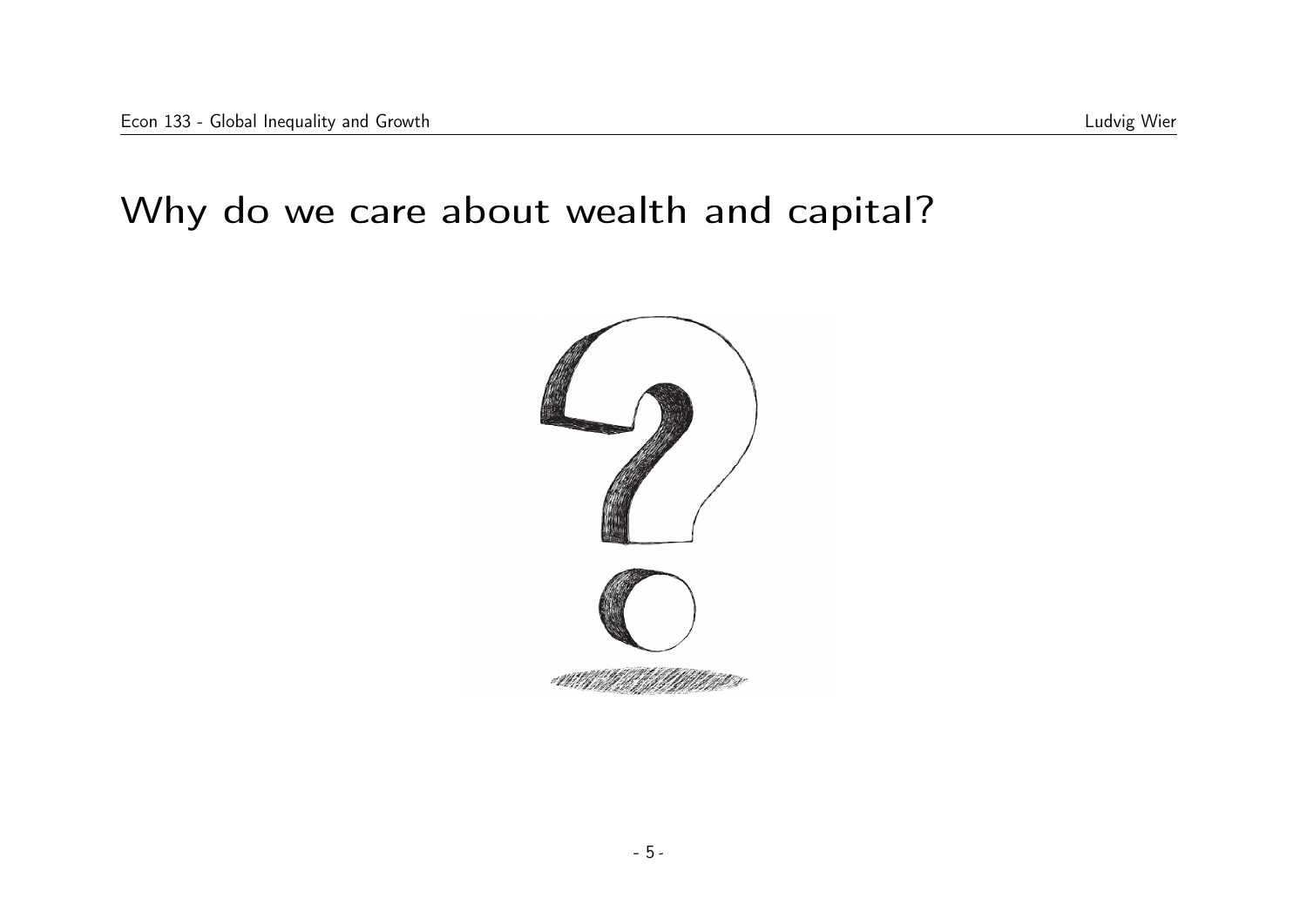# Why do we care about wealth and capital?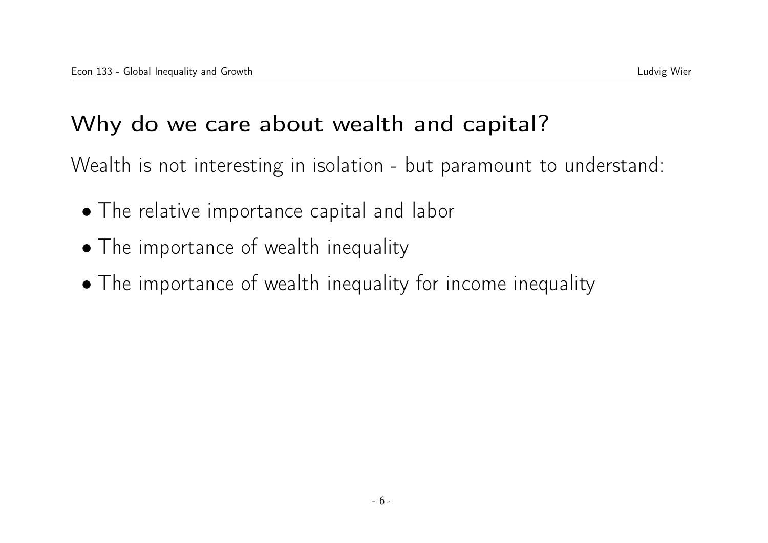## Why do we care about wealth and capital?

Wealth is not interesting in isolation - but paramount to understand:

- The relative importance capital and labor
- The importance of wealth inequality
- The importance of wealth inequality for income inequality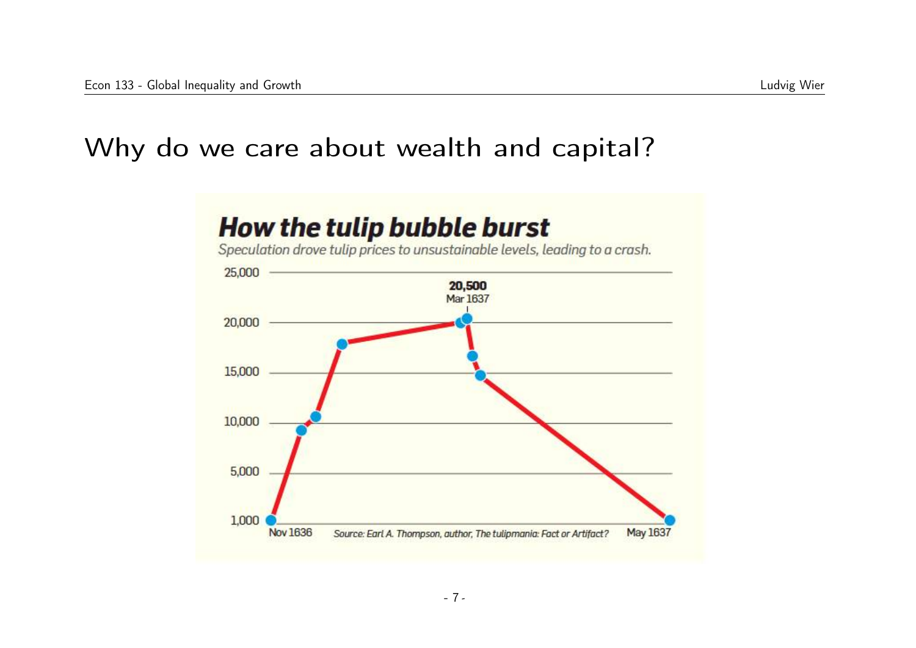# Why do we care about wealth and capital?

**How the tulip bubble burst**

*Speculation drove tulip prices to unsustainable levels, leading to a crash.*

25,000

20,000

15,000

10,000

5,000

1,000

**20,500**
Mar 1637

Nov 1636

May 1637

*Source: Earl A. Thompson, author, The tulipmania: Fact or Artifact?*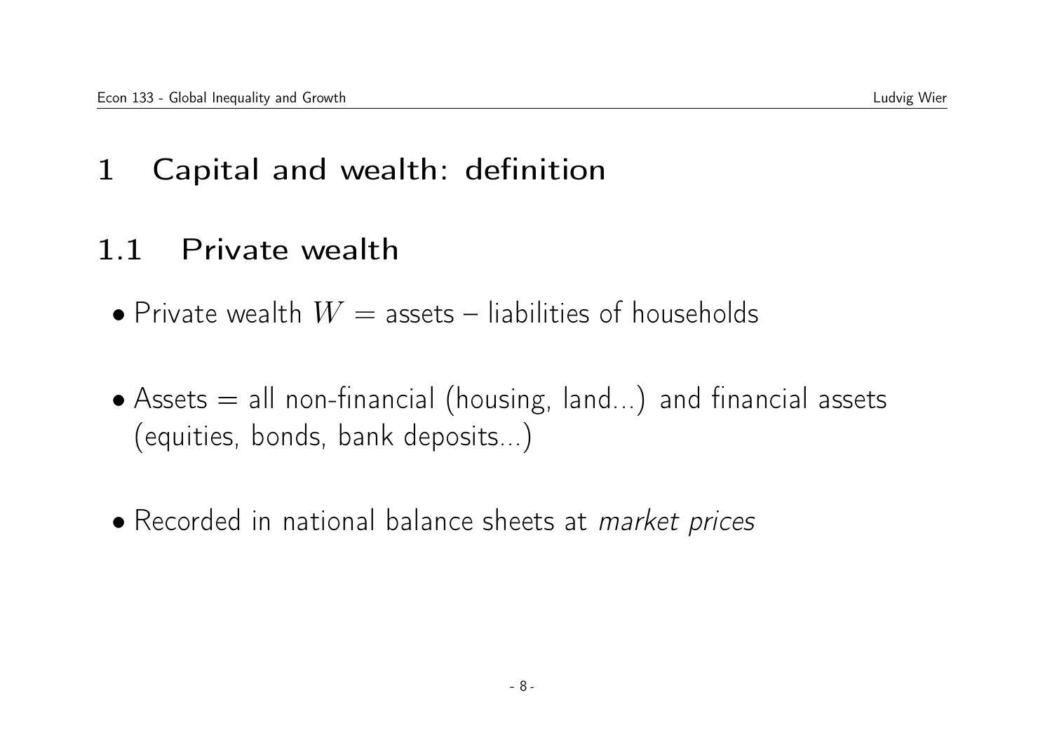# 1 Capital and wealth: definition

## 1.1 Private wealth

- Private wealth $W$ = assets – liabilities of households
- Assets = all non-financial (housing, land...) and financial assets (equities, bonds, bank deposits...)
- Recorded in national balance sheets at *market prices*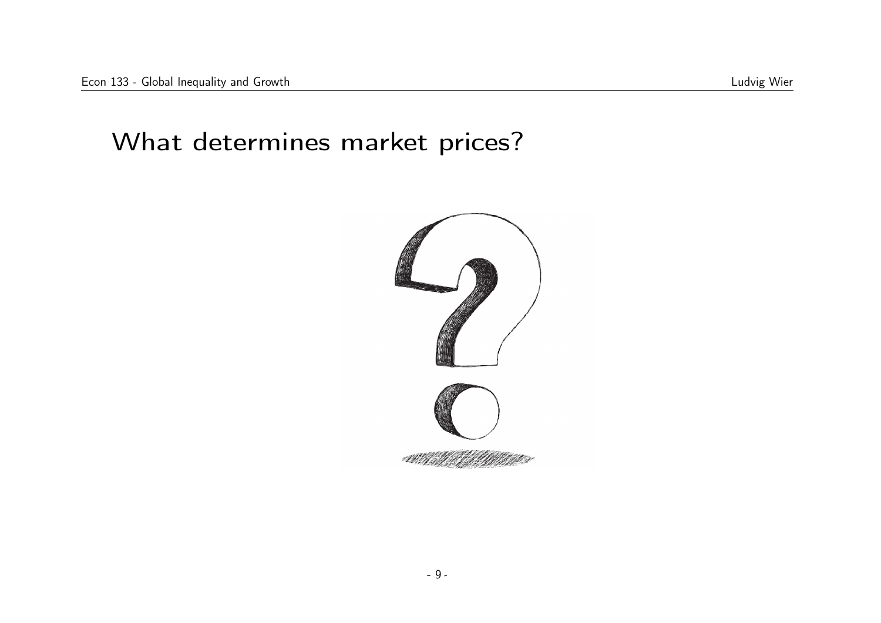# What determines market prices?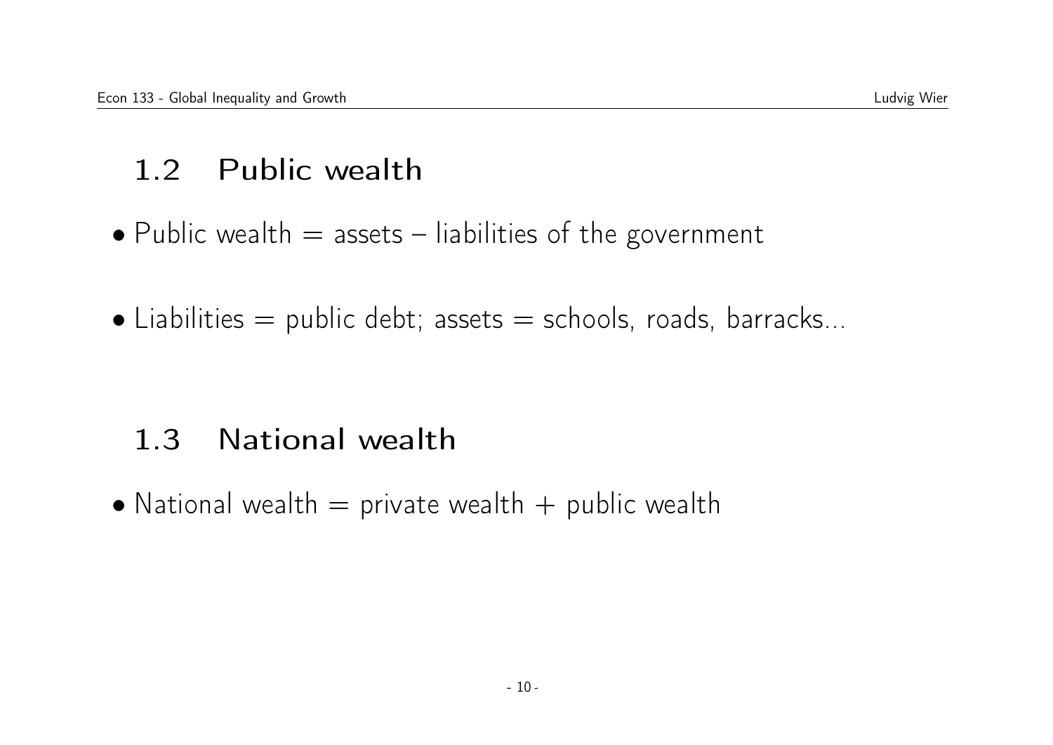## 1.2 Public wealth

- Public wealth = assets – liabilities of the government

- Liabilities = public debt; assets = schools, roads, barracks...

## 1.3 National wealth

- National wealth = private wealth + public wealth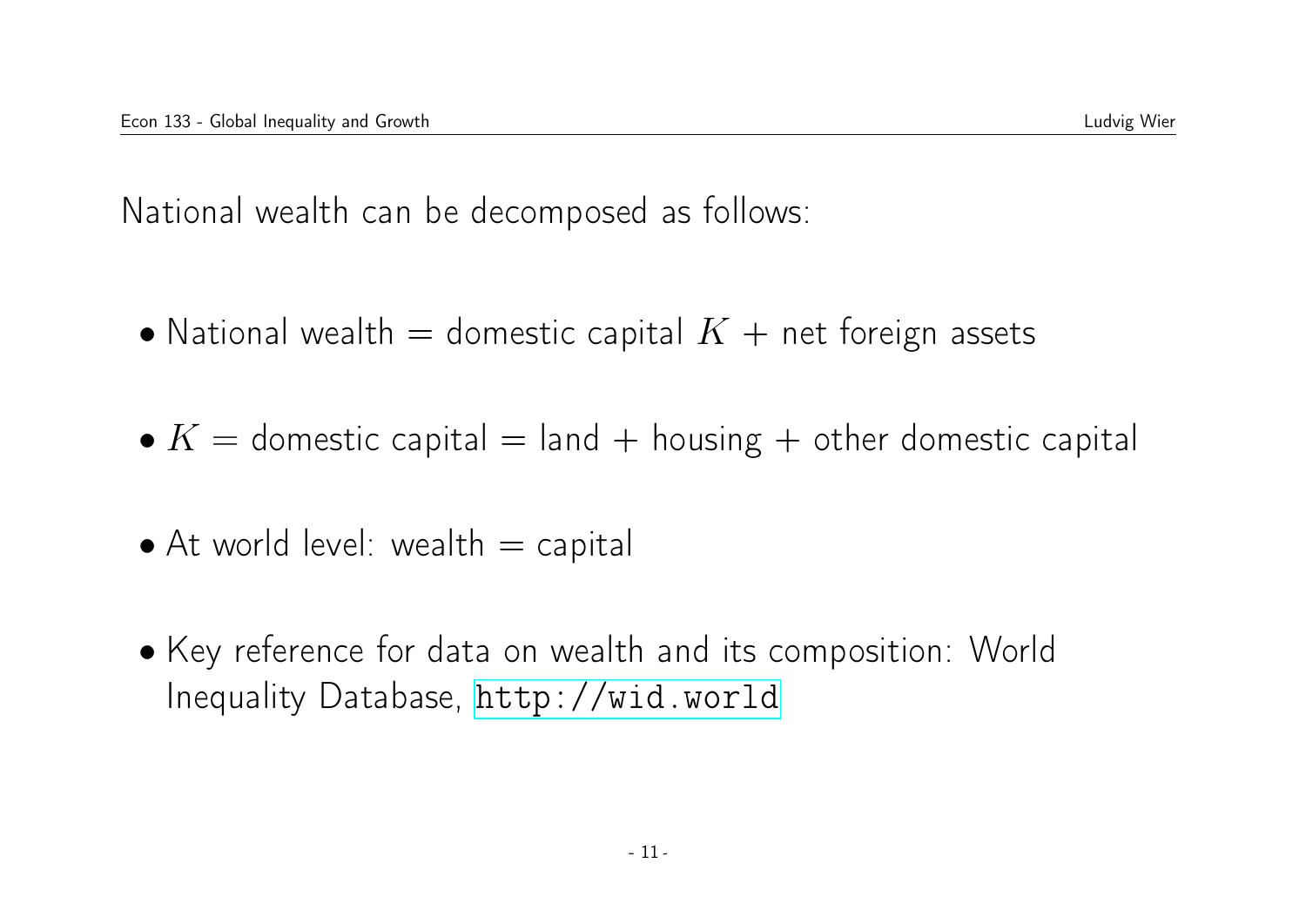National wealth can be decomposed as follows:

- National wealth = domestic capital $K$ + net foreign assets
- $K$ = domestic capital = land + housing + other domestic capital
- At world level: wealth = capital
- Key reference for data on wealth and its composition: World Inequality Database, http://wid.world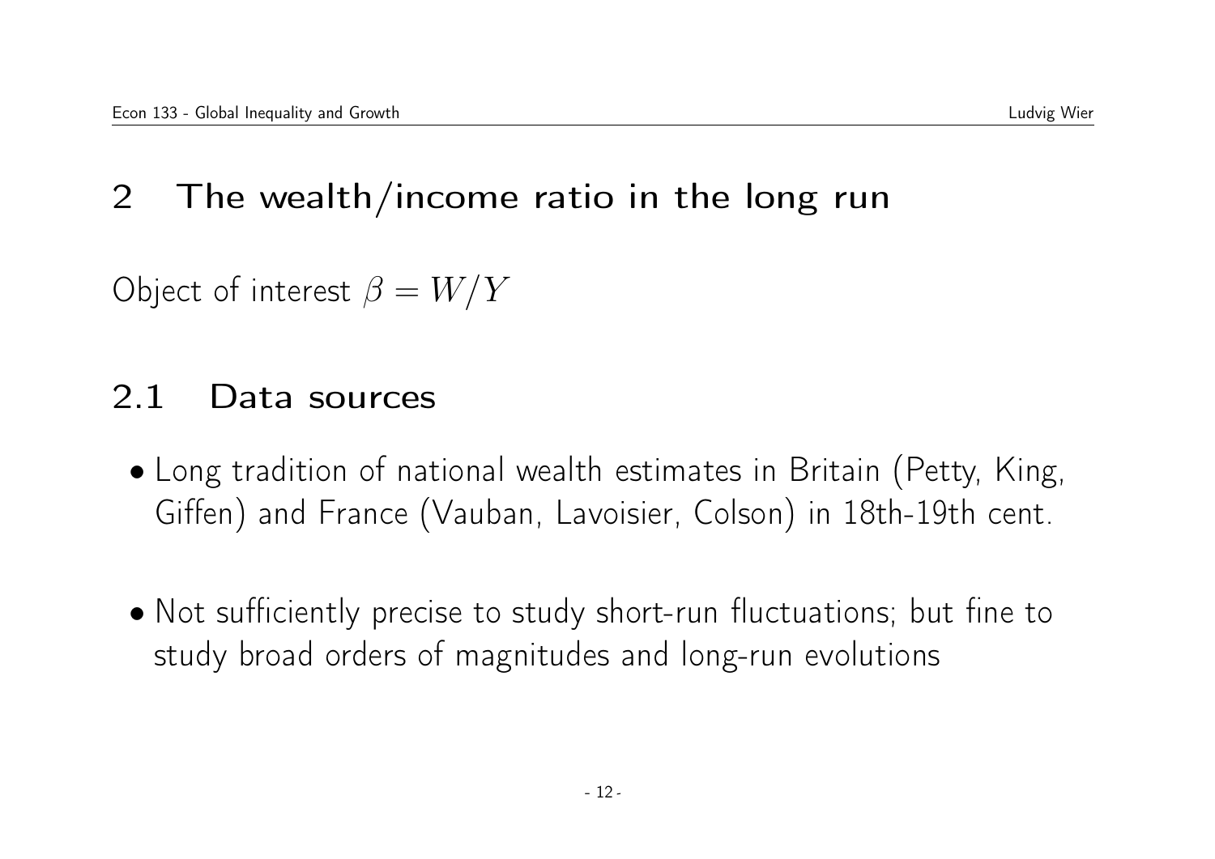# 2 The wealth/income ratio in the long run

Object of interest $\beta = W/Y$

## 2.1 Data sources

- Long tradition of national wealth estimates in Britain (Petty, King, Giffen) and France (Vauban, Lavoisier, Colson) in 18th-19th cent.

- Not sufficiently precise to study short-run fluctuations; but fine to study broad orders of magnitudes and long-run evolutions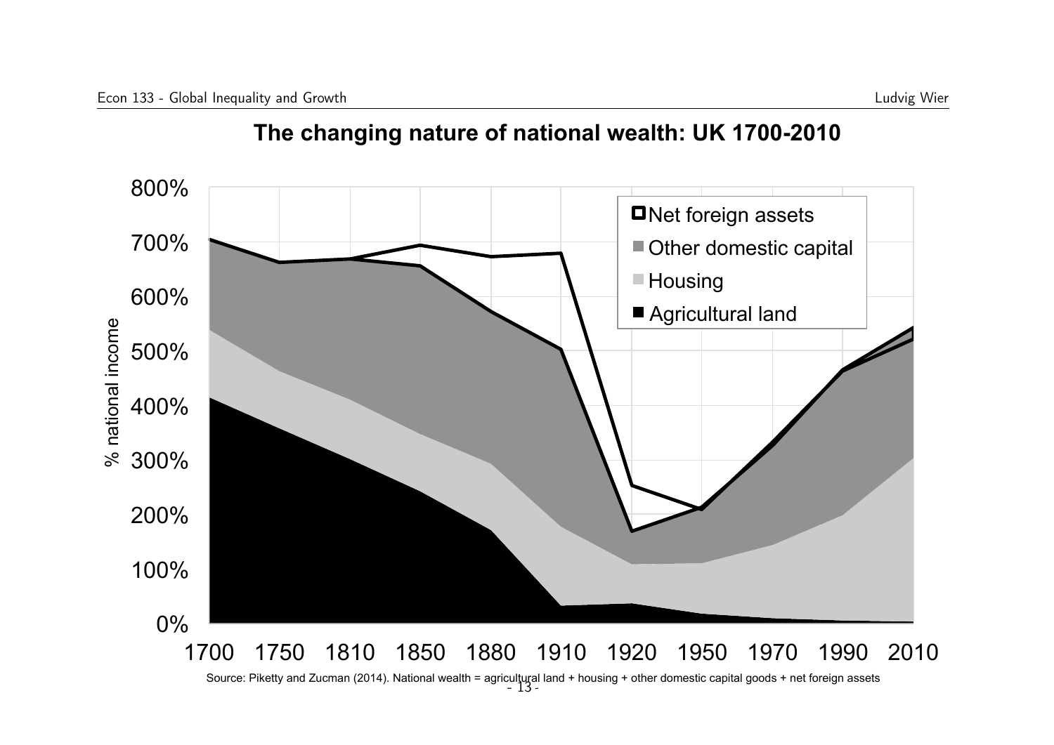# The changing nature of national wealth: UK 1700-2010

Source: Piketty and Zucman (2014). National wealth = agricultural land + housing + other domestic capital goods + net foreign assets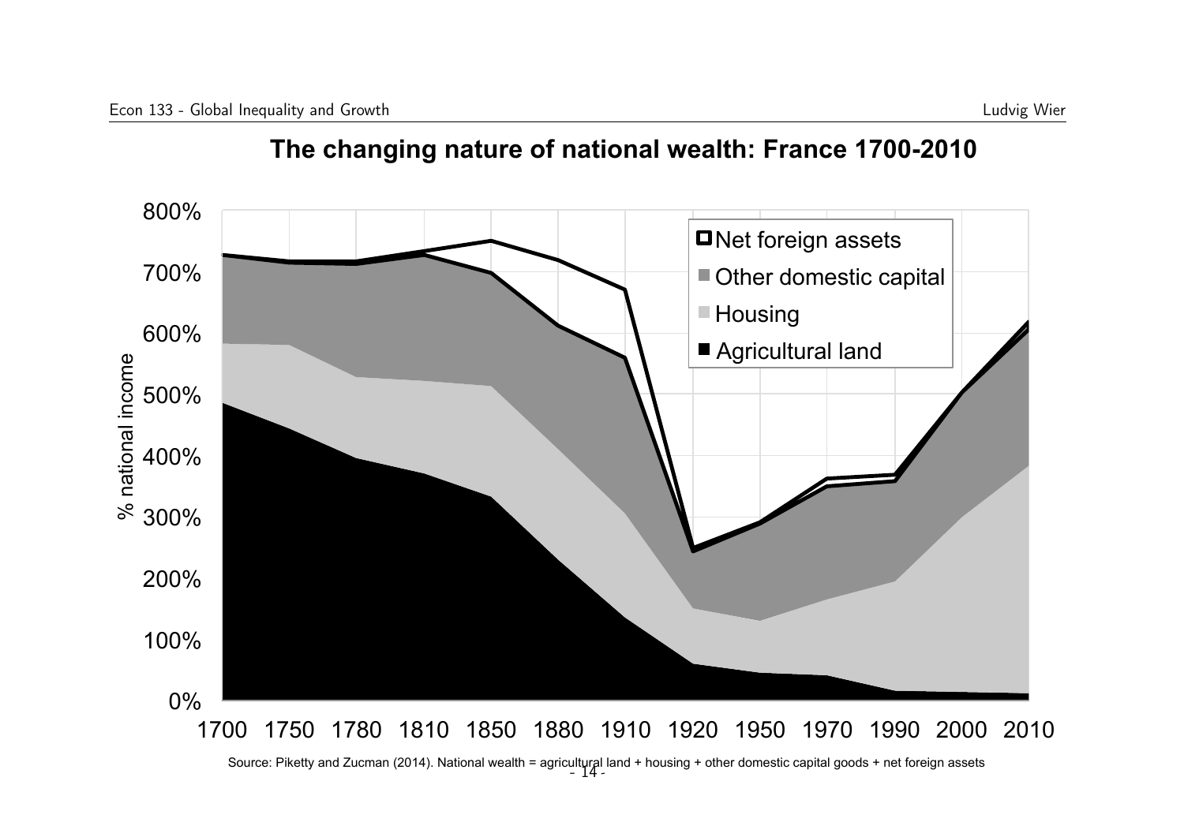## The changing nature of national wealth: France 1700-2010

Source: Piketty and Zucman (2014). National wealth = agricultural land + housing + other domestic capital goods + net foreign assets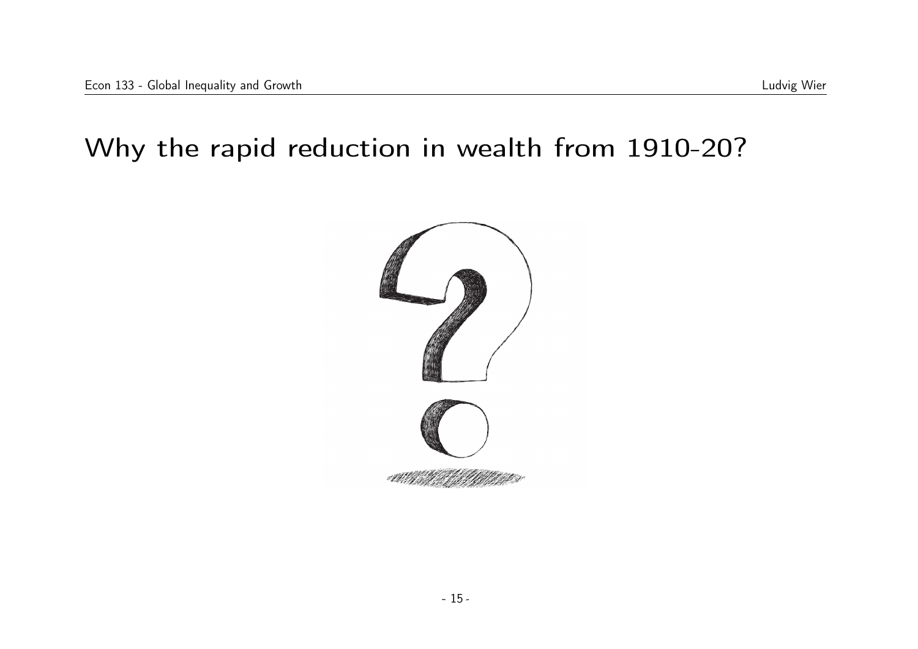# Why the rapid reduction in wealth from 1910-20?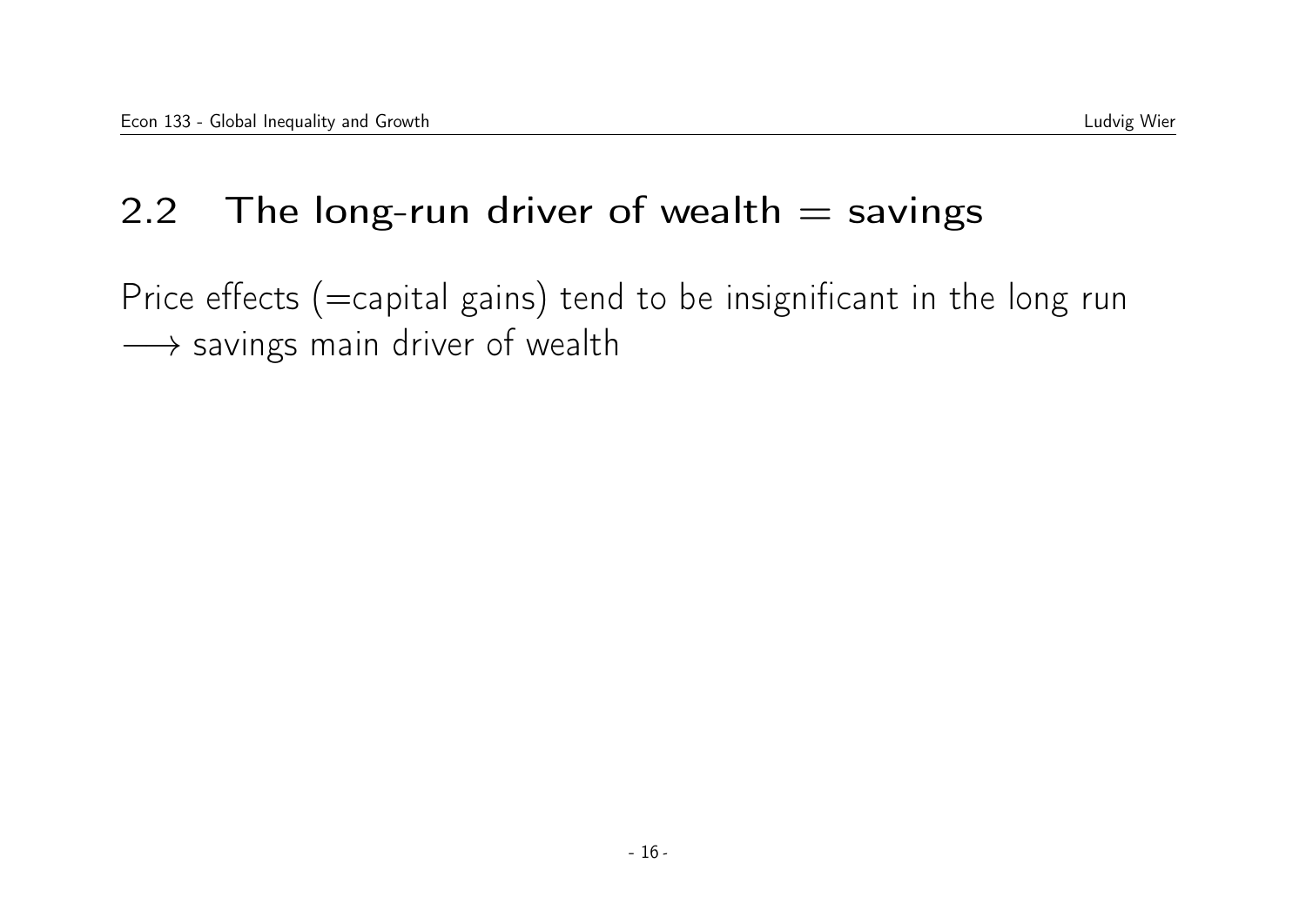## 2.2 The long-run driver of wealth = savings

Price effects (=capital gains) tend to be insignificant in the long run $\longrightarrow$ savings main driver of wealth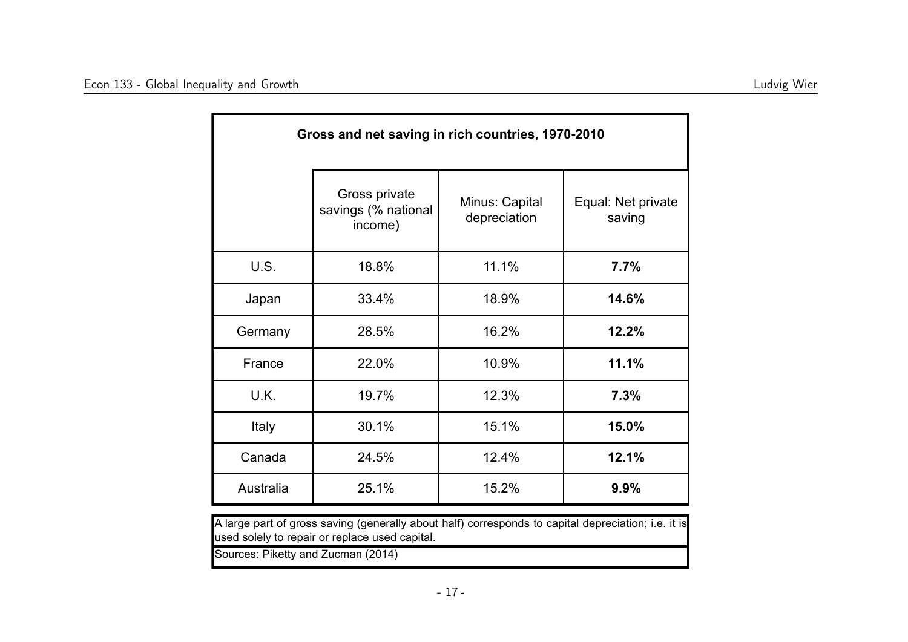| Gross and net saving in rich countries, 1970-2010 | | | |
|---|---|---|---|
| | Gross private savings (% national income) | Minus: Capital depreciation | Equal: Net private saving |
| U.S. | 18.8% | 11.1% | **7.7%** |
| Japan | 33.4% | 18.9% | **14.6%** |
| Germany | 28.5% | 16.2% | **12.2%** |
| France | 22.0% | 10.9% | **11.1%** |
| U.K. | 19.7% | 12.3% | **7.3%** |
| Italy | 30.1% | 15.1% | **15.0%** |
| Canada | 24.5% | 12.4% | **12.1%** |
| Australia | 25.1% | 15.2% | **9.9%** |

A large part of gross saving (generally about half) corresponds to capital depreciation; i.e. it is used solely to repair or replace used capital.

Sources: Piketty and Zucman (2014)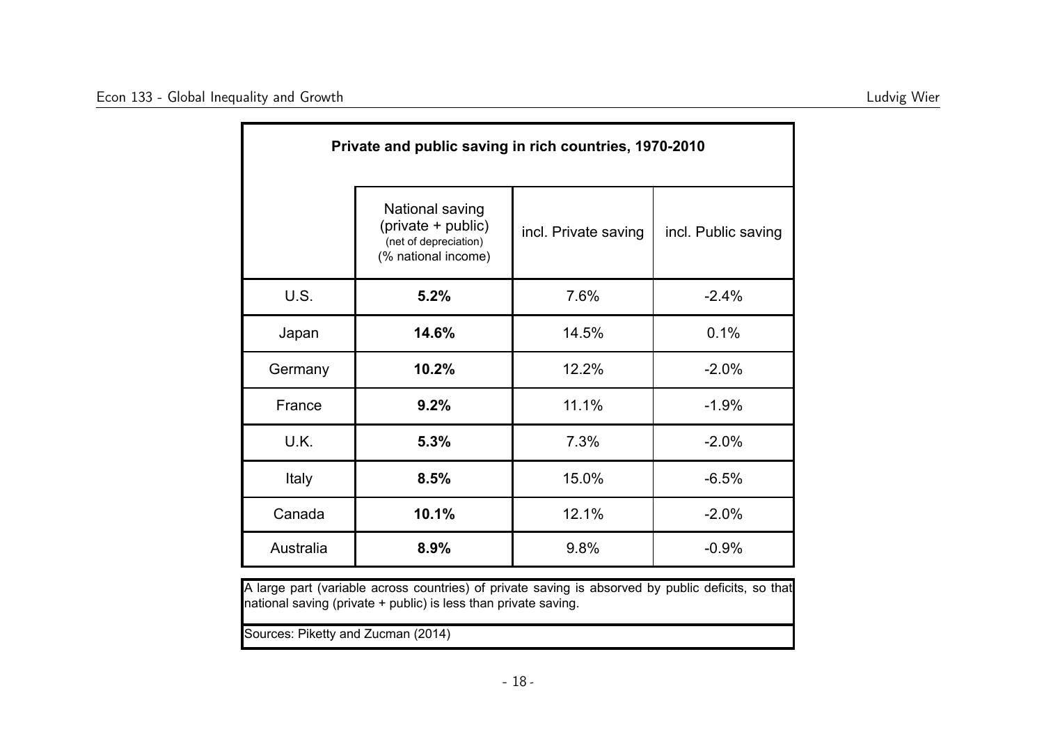| Private and public saving in rich countries, 1970-2010 | | | |
|---|---|---|---|
| | National saving (private + public) (net of depreciation) (% national income) | incl. Private saving | incl. Public saving |
| U.S. | **5.2%** | 7.6% | -2.4% |
| Japan | **14.6%** | 14.5% | 0.1% |
| Germany | **10.2%** | 12.2% | -2.0% |
| France | **9.2%** | 11.1% | -1.9% |
| U.K. | **5.3%** | 7.3% | -2.0% |
| Italy | **8.5%** | 15.0% | -6.5% |
| Canada | **10.1%** | 12.1% | -2.0% |
| Australia | **8.9%** | 9.8% | -0.9% |

A large part (variable across countries) of private saving is absorbed by public deficits, so that national saving (private + public) is less than private saving.

Sources: Piketty and Zucman (2014)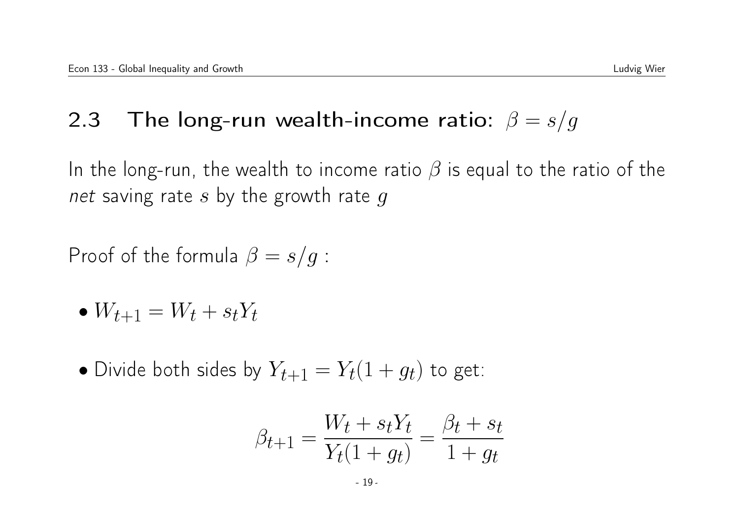## 2.3 The long-run wealth-income ratio: $\beta = s/g$

In the long-run, the wealth to income ratio $\beta$ is equal to the ratio of the *net* saving rate $s$ by the growth rate $g$

Proof of the formula $\beta = s/g$ :

- $W_{t+1} = W_t + s_t Y_t$

- Divide both sides by $Y_{t+1} = Y_t(1 + g_t)$ to get:

$$\beta_{t+1} = \frac{W_t + s_t Y_t}{Y_t(1 + g_t)} = \frac{\beta_t + s_t}{1 + g_t}$$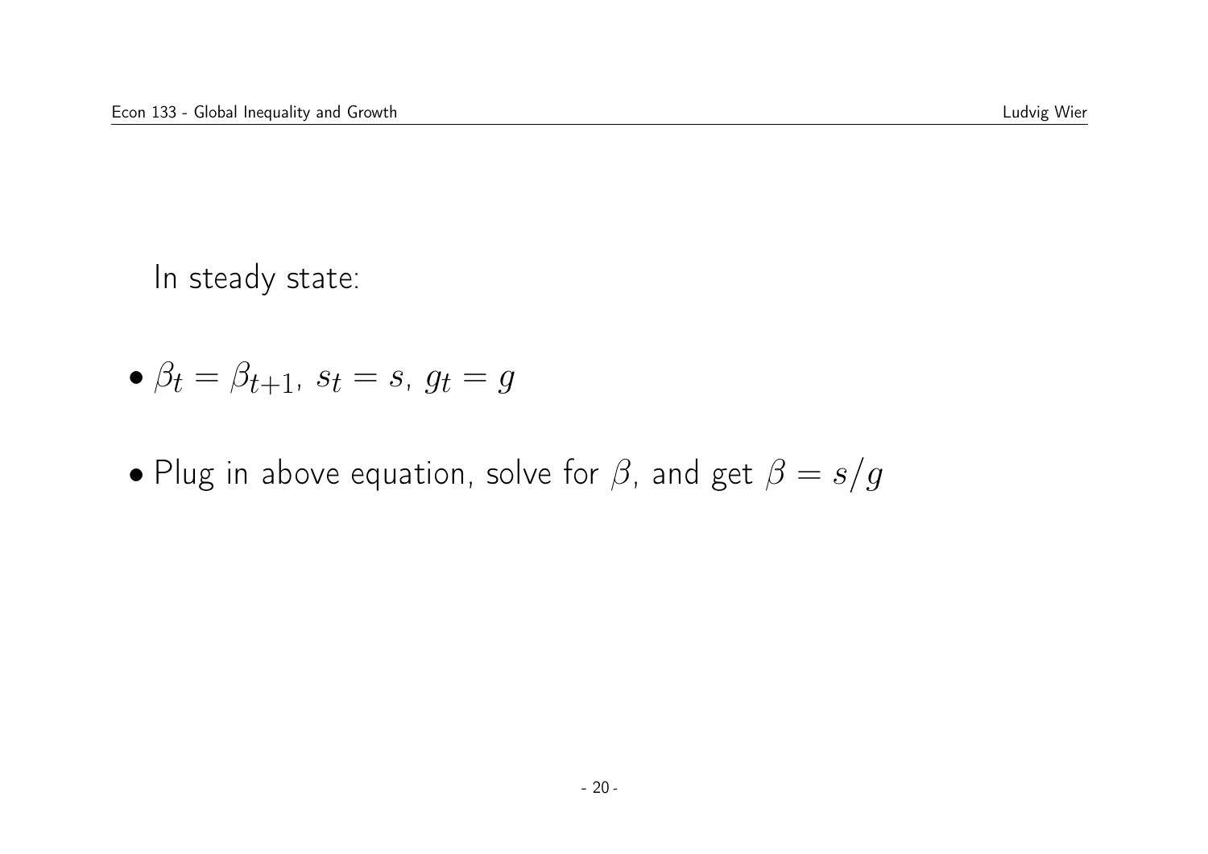In steady state:

- $\beta_t = \beta_{t+1}$, $s_t = s$, $g_t = g$
- Plug in above equation, solve for $\beta$, and get $\beta = s/g$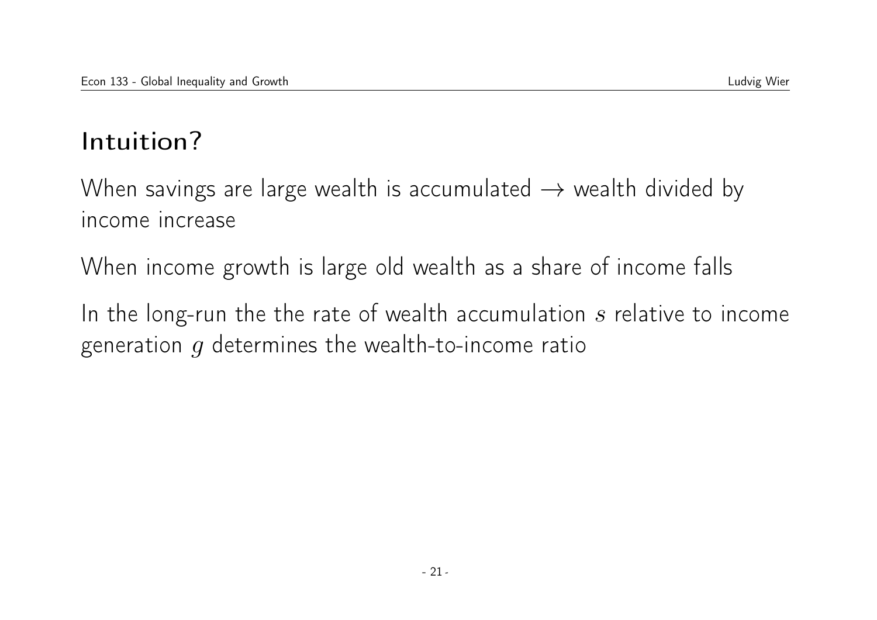## Intuition?

When savings are large wealth is accumulated $\rightarrow$ wealth divided by income increase

When income growth is large old wealth as a share of income falls

In the long-run the the rate of wealth accumulation $s$ relative to income generation $g$ determines the wealth-to-income ratio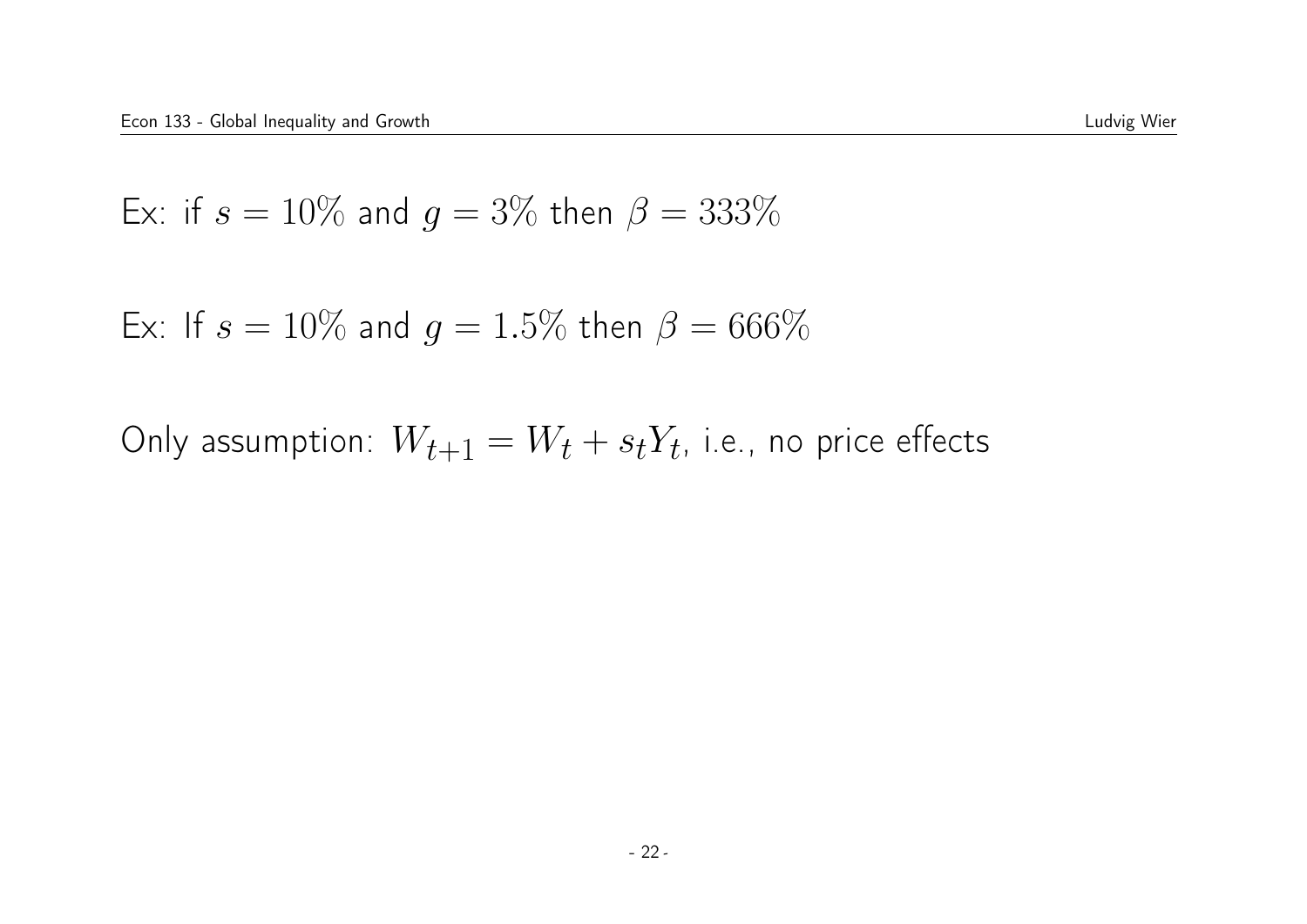Ex: if $s = 10\%$ and $g = 3\%$ then $\beta = 333\%$

Ex: If $s = 10\%$ and $g = 1.5\%$ then $\beta = 666\%$

Only assumption: $W_{t+1} = W_t + s_t Y_t$, i.e., no price effects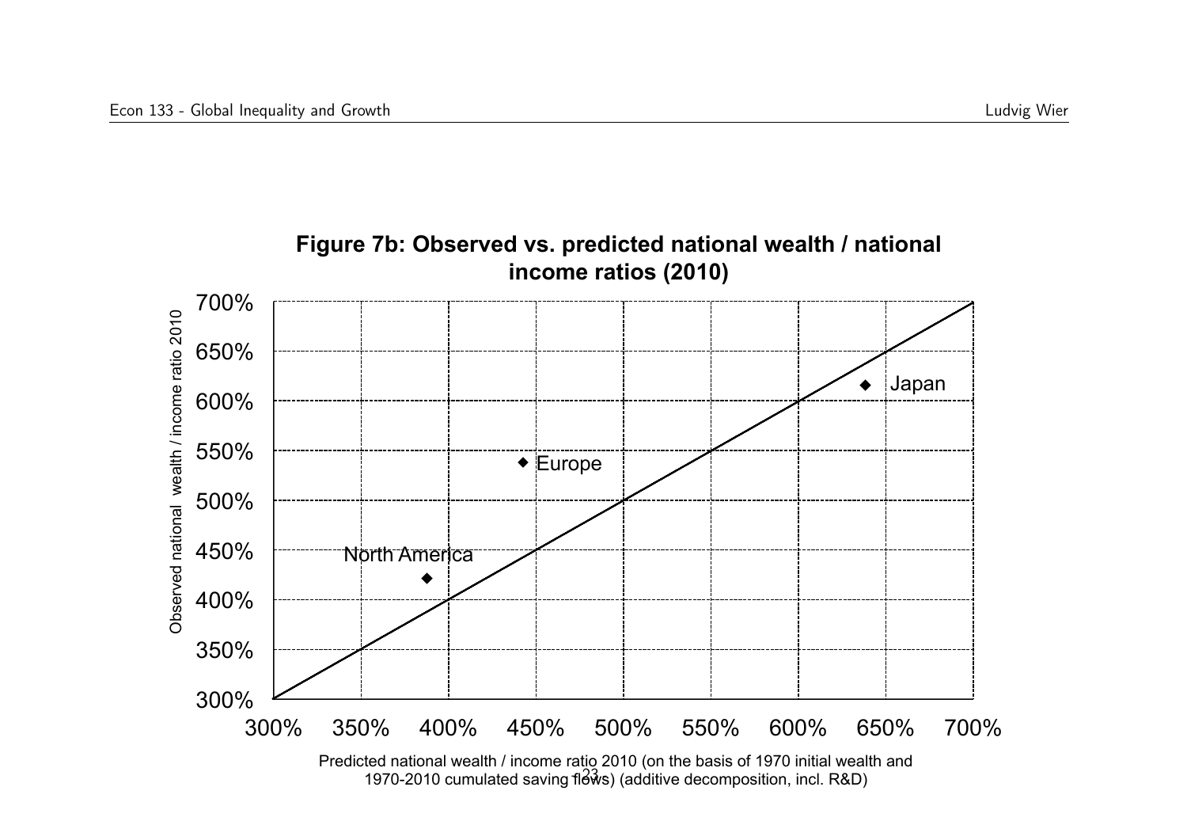**Figure 7b: Observed vs. predicted national wealth / national income ratios (2010)**

Observed national wealth / income ratio 2010

700%
650%
600%
550%
500%
450%
400%
350%
300%

Japan

Europe

North America

300% 350% 400% 450% 500% 550% 600% 650% 700%

Predicted national wealth / income ratio 2010 (on the basis of 1970 initial wealth and 1970-2010 cumulated saving flows) (additive decomposition, incl. R&D)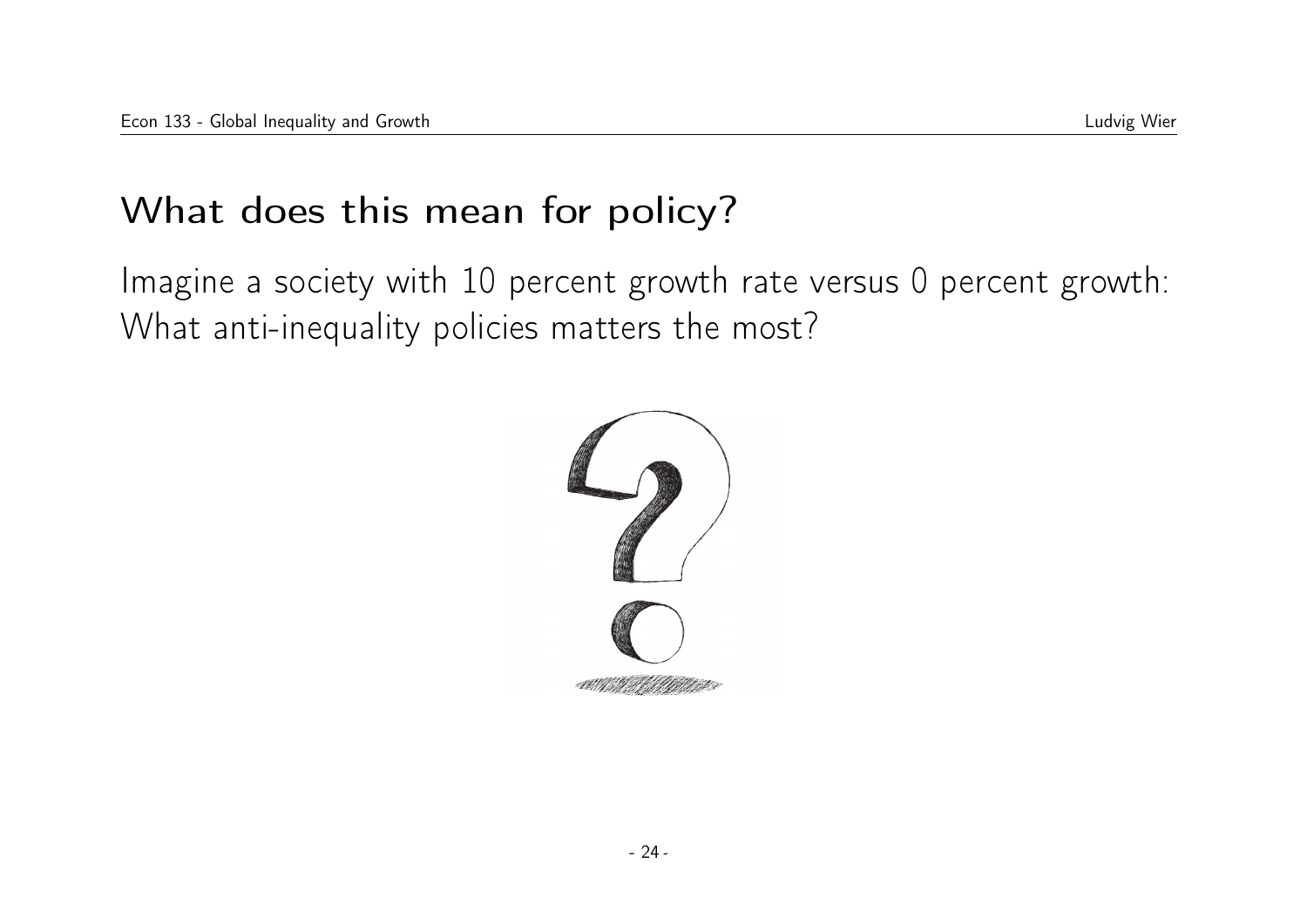# What does this mean for policy?

Imagine a society with 10 percent growth rate versus 0 percent growth: What anti-inequality policies matters the most?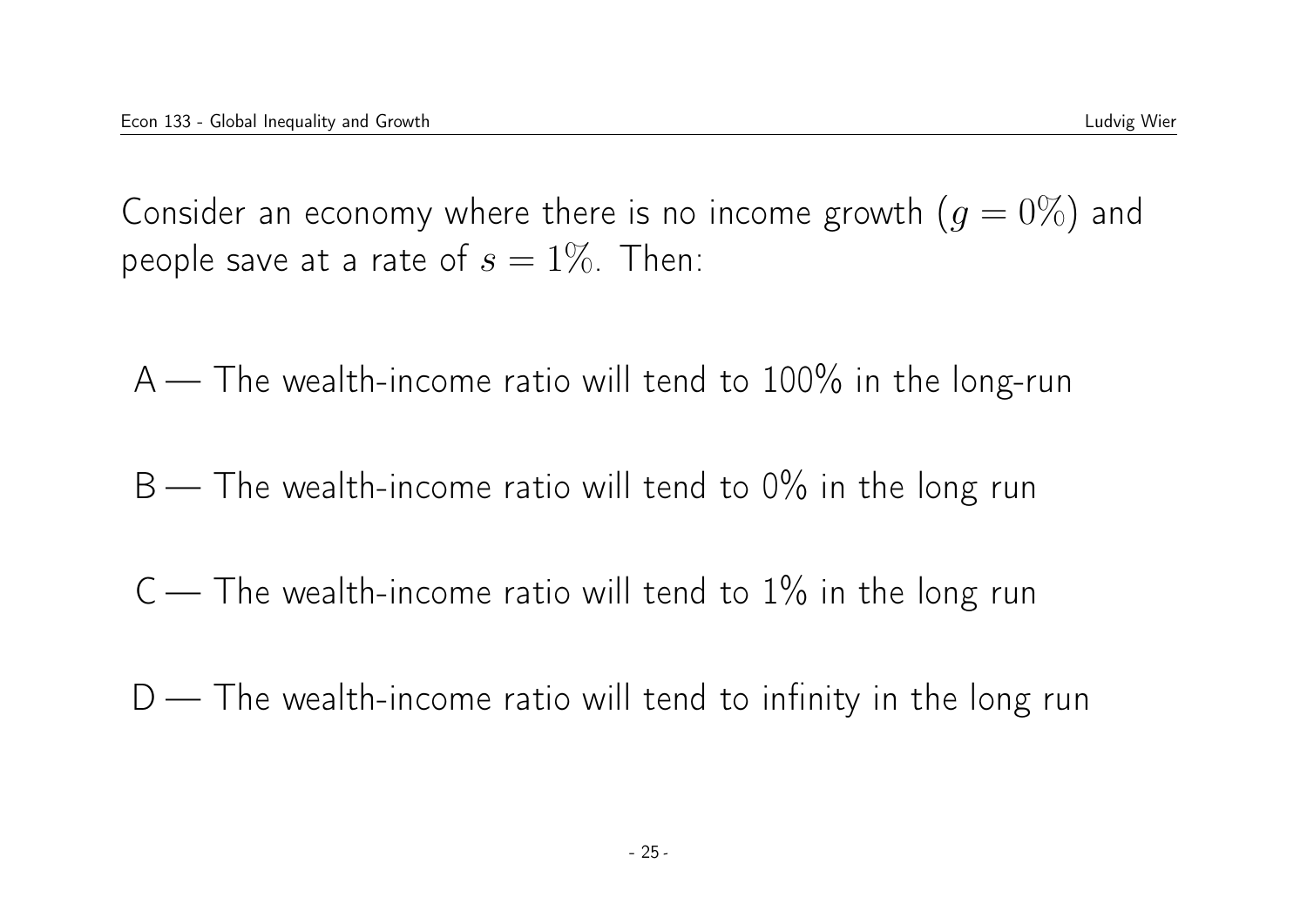Consider an economy where there is no income growth ($g = 0\%$) and people save at a rate of $s = 1\%$. Then:

A — The wealth-income ratio will tend to 100% in the long-run

B — The wealth-income ratio will tend to 0% in the long run

C — The wealth-income ratio will tend to 1% in the long run

D — The wealth-income ratio will tend to infinity in the long run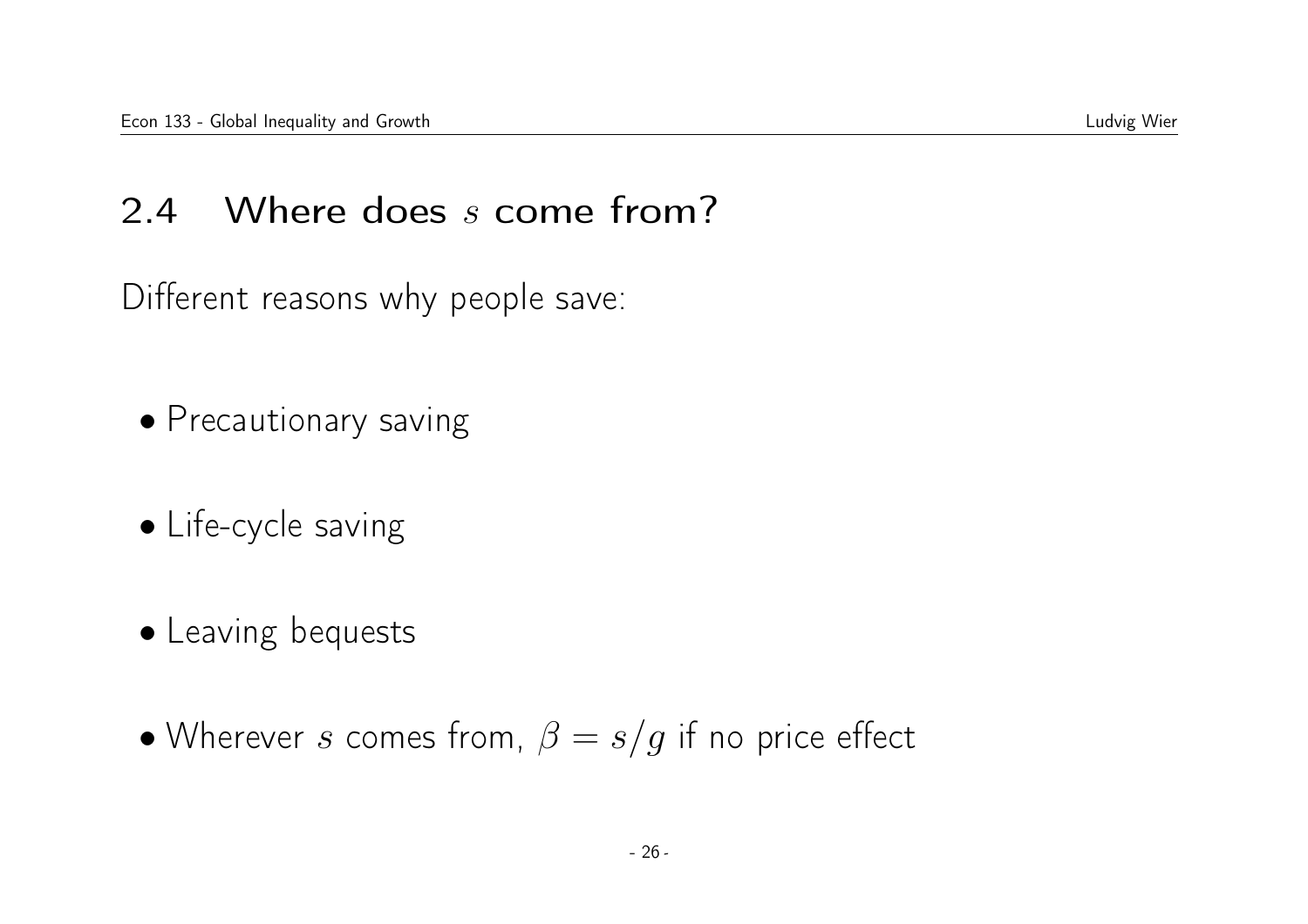## 2.4 Where does $s$ come from?

Different reasons why people save:

- Precautionary saving
- Life-cycle saving
- Leaving bequests
- Wherever $s$ comes from, $\beta = s/g$ if no price effect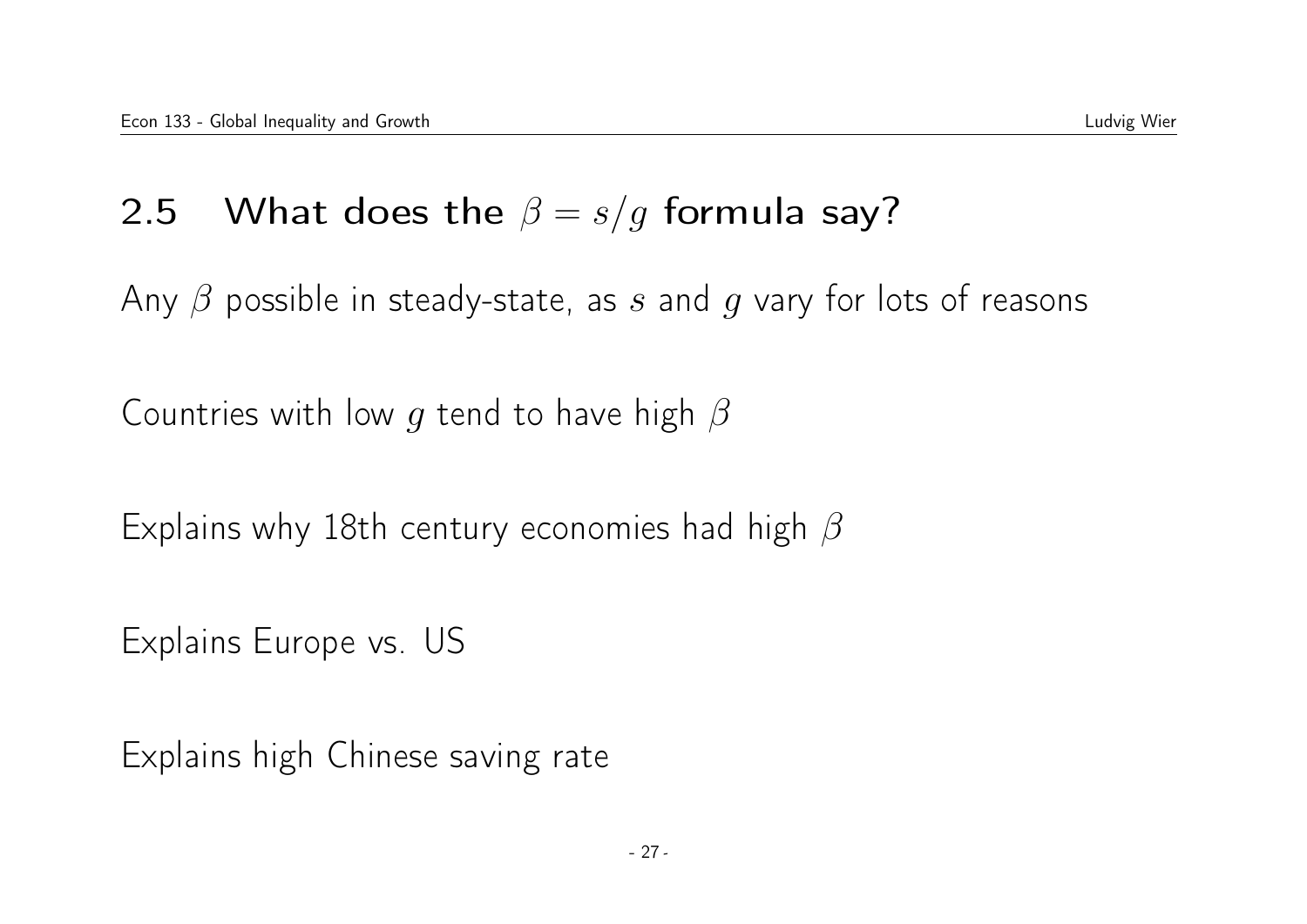## 2.5 What does the $\beta = s/g$ formula say?

Any $\beta$ possible in steady-state, as $s$ and $g$ vary for lots of reasons

Countries with low $g$ tend to have high $\beta$

Explains why 18th century economies had high $\beta$

Explains Europe vs. US

Explains high Chinese saving rate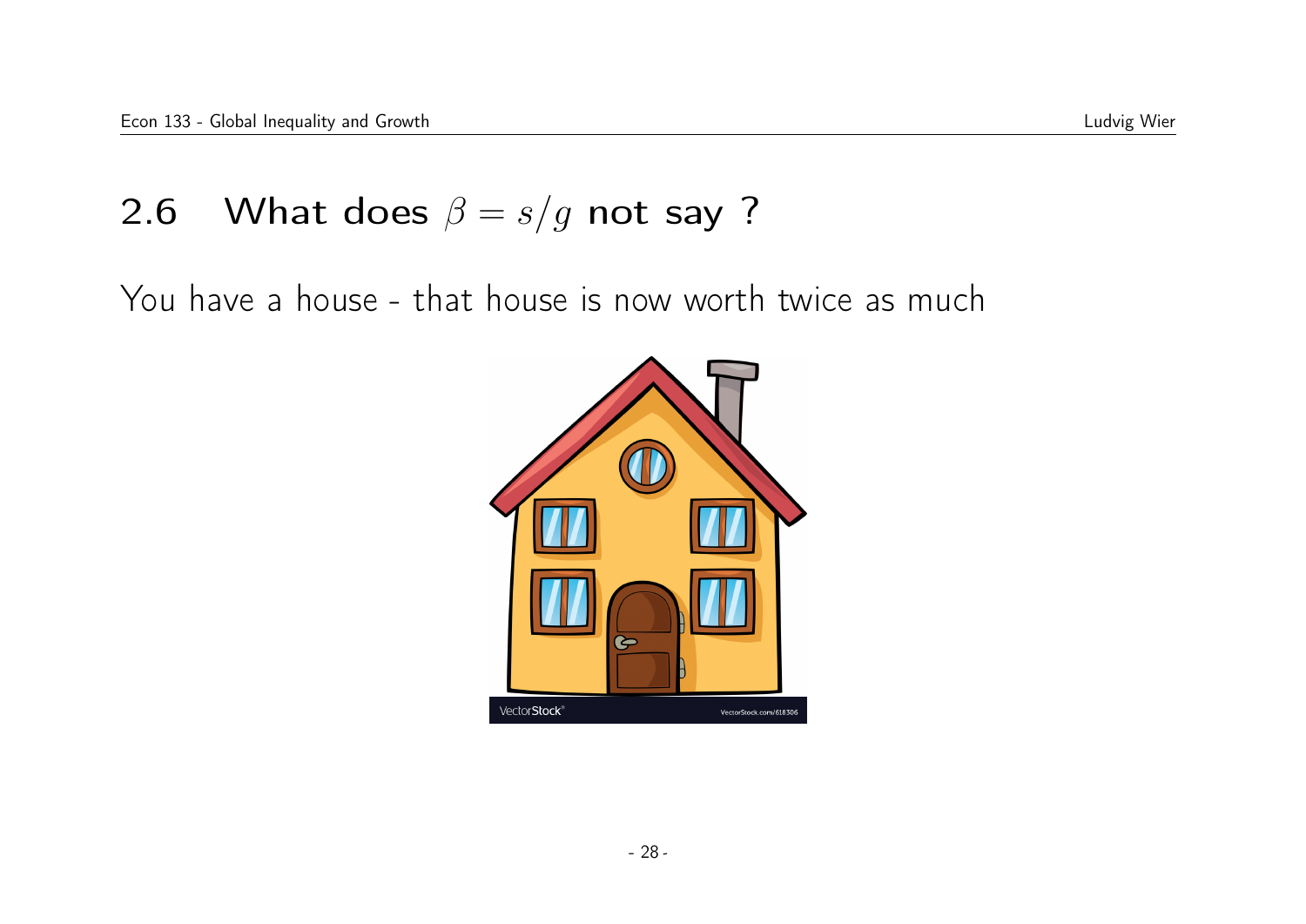## 2.6 What does $\beta = s/g$ not say ?

You have a house - that house is now worth twice as much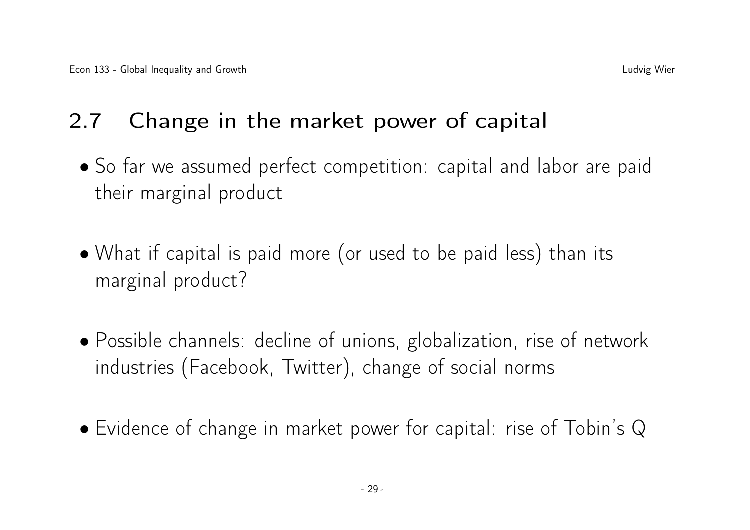## 2.7 Change in the market power of capital

- So far we assumed perfect competition: capital and labor are paid their marginal product

- What if capital is paid more (or used to be paid less) than its marginal product?

- Possible channels: decline of unions, globalization, rise of network industries (Facebook, Twitter), change of social norms

- Evidence of change in market power for capital: rise of Tobin's Q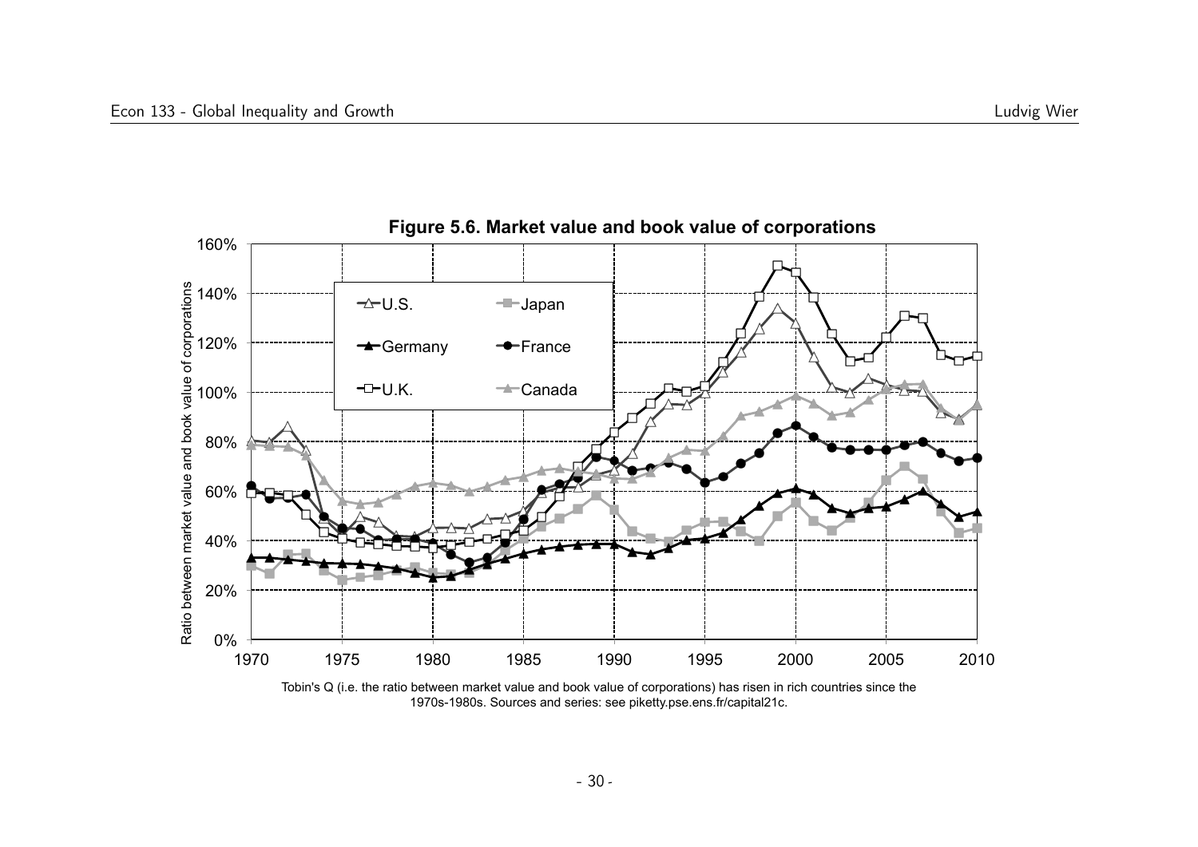**Figure 5.6. Market value and book value of corporations**

Tobin's Q (i.e. the ratio between market value and book value of corporations) has risen in rich countries since the 1970s-1980s. Sources and series: see piketty.pse.ens.fr/capital21c.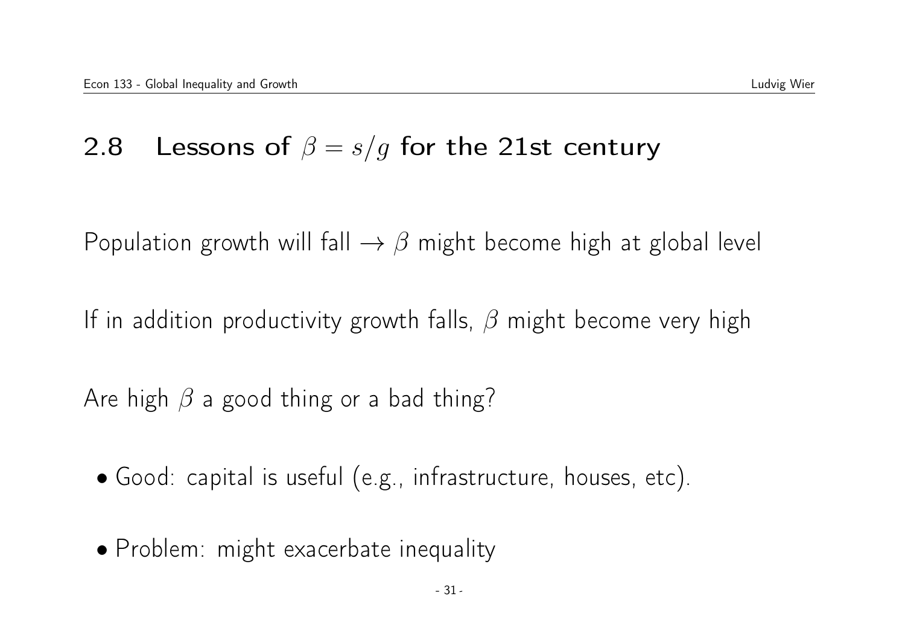## 2.8 Lessons of $\beta = s/g$ for the 21st century

Population growth will fall $\rightarrow$ $\beta$ might become high at global level

If in addition productivity growth falls, $\beta$ might become very high

Are high $\beta$ a good thing or a bad thing?

- Good: capital is useful (e.g., infrastructure, houses, etc).
- Problem: might exacerbate inequality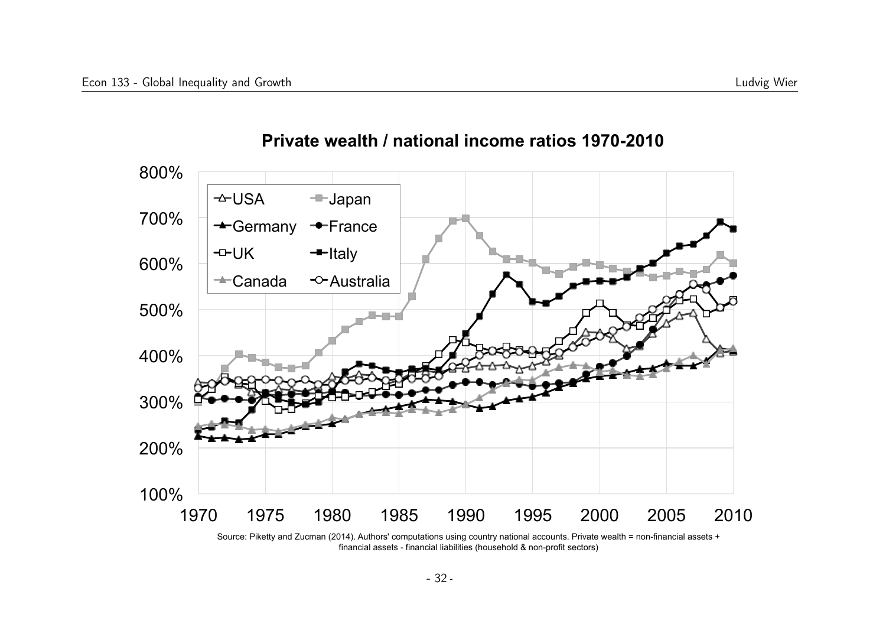**Private wealth / national income ratios 1970-2010**

Source: Piketty and Zucman (2014). Authors' computations using country national accounts. Private wealth = non-financial assets + financial assets - financial liabilities (household & non-profit sectors)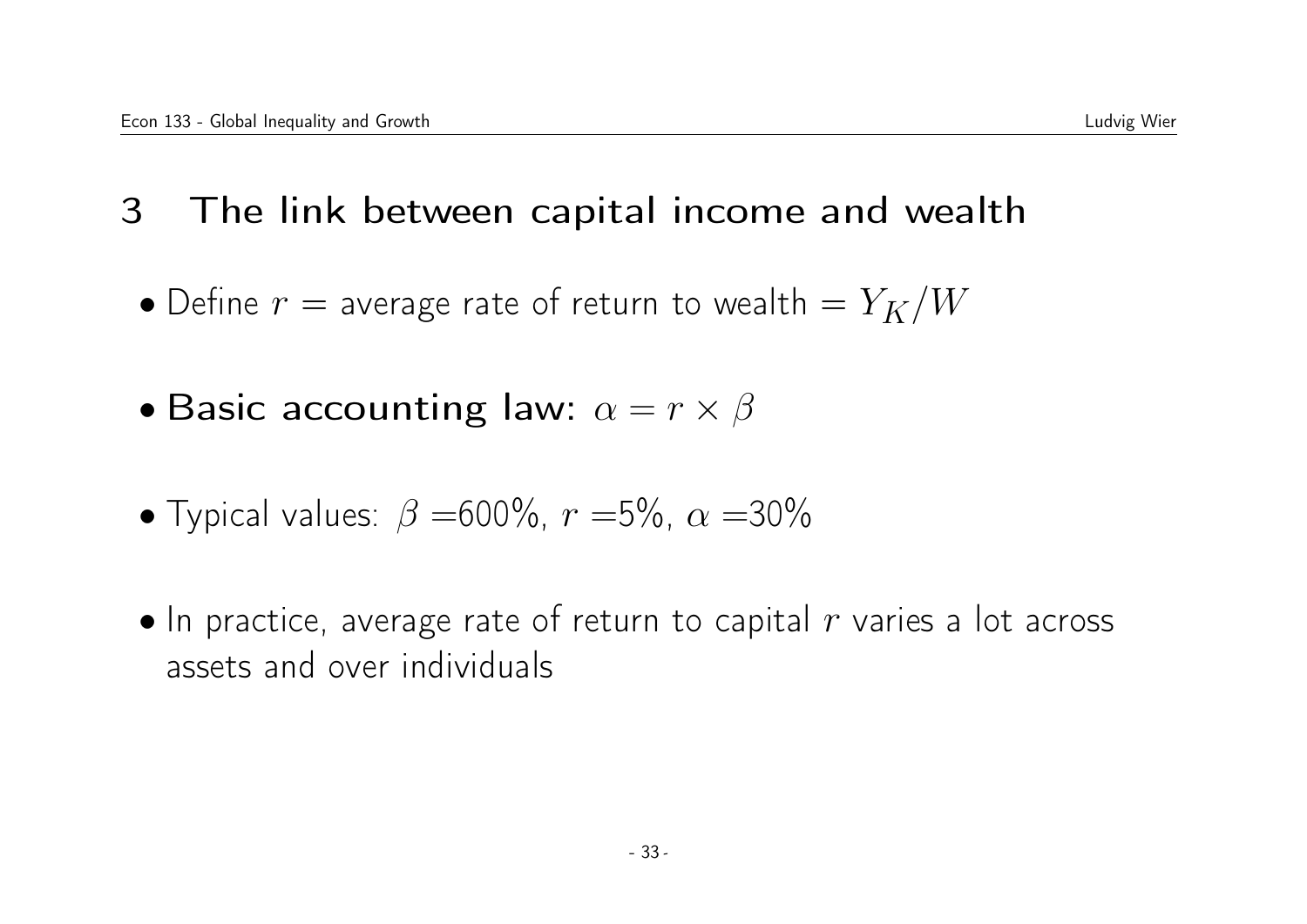# 3 The link between capital income and wealth

- Define $r$ = average rate of return to wealth $= Y_K/W$
- **Basic accounting law:** $\alpha = r \times \beta$
- Typical values: $\beta =$600%, $r =$5%, $\alpha =$30%
- In practice, average rate of return to capital $r$ varies a lot across assets and over individuals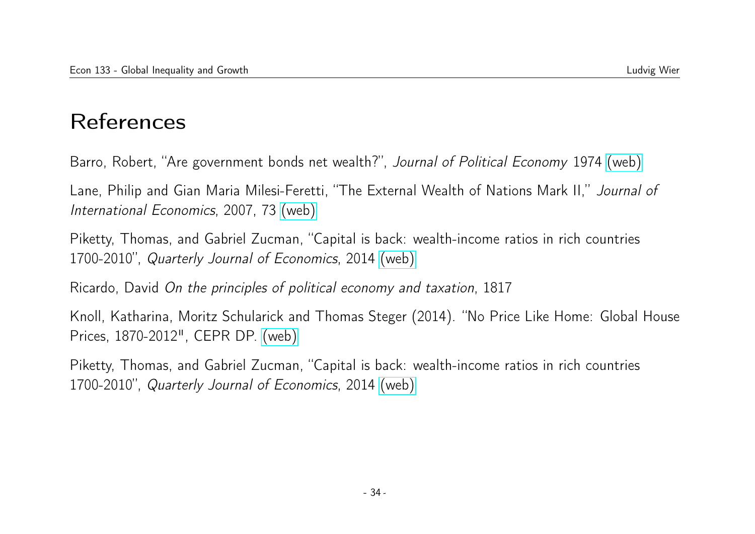# References

Barro, Robert, "Are government bonds net wealth?", *Journal of Political Economy* 1974 (web)

Lane, Philip and Gian Maria Milesi-Feretti, "The External Wealth of Nations Mark II," *Journal of International Economics*, 2007, 73 (web)

Piketty, Thomas, and Gabriel Zucman, "Capital is back: wealth-income ratios in rich countries 1700-2010", *Quarterly Journal of Economics*, 2014 (web)

Ricardo, David *On the principles of political economy and taxation*, 1817

Knoll, Katharina, Moritz Schularick and Thomas Steger (2014). "No Price Like Home: Global House Prices, 1870-2012", CEPR DP. (web)

Piketty, Thomas, and Gabriel Zucman, "Capital is back: wealth-income ratios in rich countries 1700-2010", *Quarterly Journal of Economics*, 2014 (web)